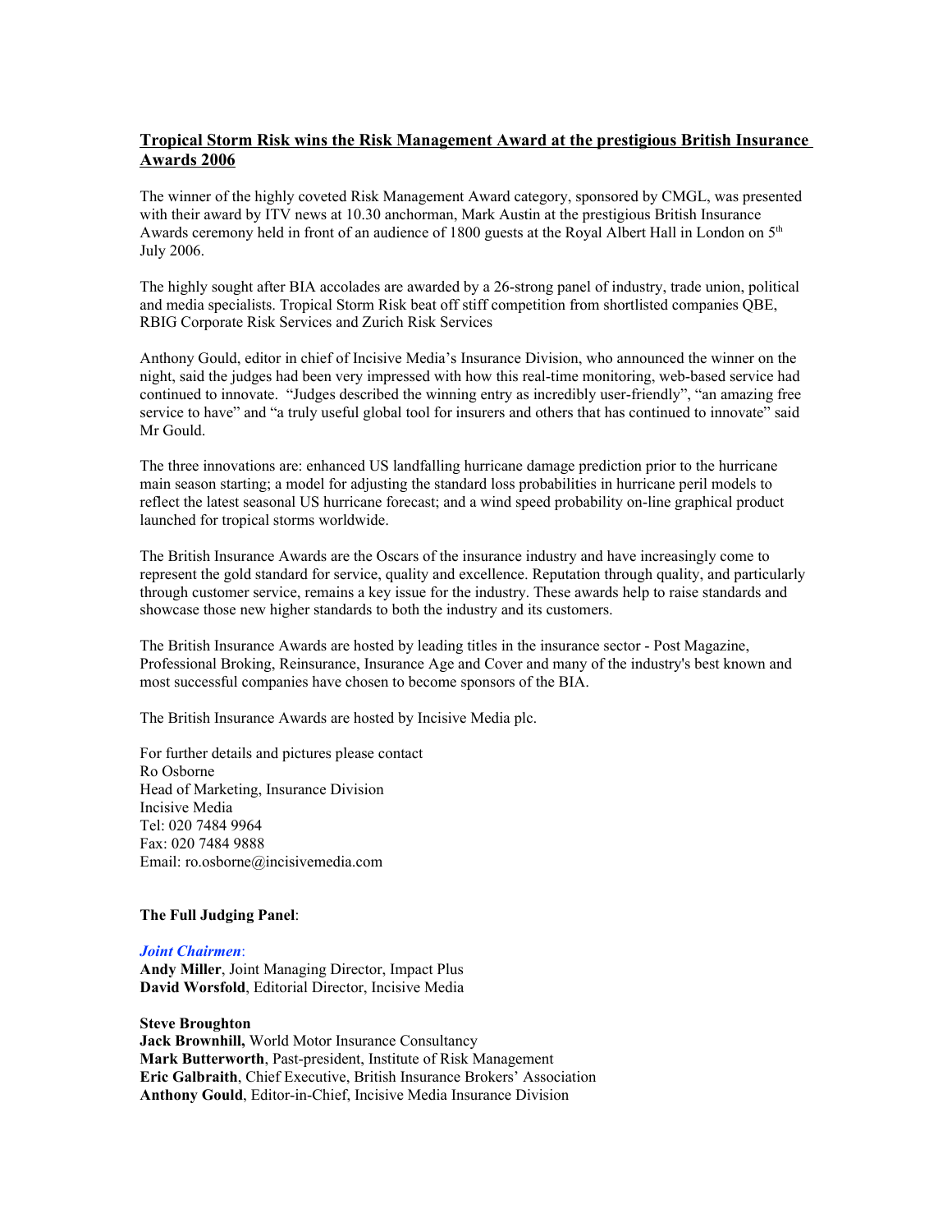# Tropical Storm Risk wins the Risk Management Award at the prestigious British Insurance Awards 2006

The winner of the highly coveted Risk Management Award category, sponsored by CMGL, was presented with their award by ITV news at 10.30 anchorman, Mark Austin at the prestigious British Insurance Awards ceremony held in front of an audience of 1800 guests at the Royal Albert Hall in London on 5th July 2006.

The highly sought after BIA accolades are awarded by a 26-strong panel of industry, trade union, political and media specialists. Tropical Storm Risk beat off stiff competition from shortlisted companies QBE, RBIG Corporate Risk Services and Zurich Risk Services

Anthony Gould, editor in chief of Incisive Media's Insurance Division, who announced the winner on the night, said the judges had been very impressed with how this real-time monitoring, web-based service had continued to innovate. "Judges described the winning entry as incredibly user-friendly", "an amazing free service to have" and "a truly useful global tool for insurers and others that has continued to innovate" said Mr Gould.

The three innovations are: enhanced US landfalling hurricane damage prediction prior to the hurricane main season starting; a model for adjusting the standard loss probabilities in hurricane peril models to reflect the latest seasonal US hurricane forecast; and a wind speed probability on-line graphical product launched for tropical storms worldwide.

The British Insurance Awards are the Oscars of the insurance industry and have increasingly come to represent the gold standard for service, quality and excellence. Reputation through quality, and particularly through customer service, remains a key issue for the industry. These awards help to raise standards and showcase those new higher standards to both the industry and its customers.

The British Insurance Awards are hosted by leading titles in the insurance sector - Post Magazine, Professional Broking, Reinsurance, Insurance Age and Cover and many of the industry's best known and most successful companies have chosen to become sponsors of the BIA.

The British Insurance Awards are hosted by Incisive Media plc.

For further details and pictures please contact
Ro Osborne
Head of Marketing, Insurance Division
Incisive Media
Tel: 020 7484 9964
Fax: 020 7484 9888
Email: ro.osborne@incisivemedia.com

**The Full Judging Panel**:

***Joint Chairmen***:
**Andy Miller**, Joint Managing Director, Impact Plus
**David Worsfold**, Editorial Director, Incisive Media

**Steve Broughton**
**Jack Brownhill,** World Motor Insurance Consultancy
**Mark Butterworth**, Past-president, Institute of Risk Management
**Eric Galbraith**, Chief Executive, British Insurance Brokers' Association
**Anthony Gould**, Editor-in-Chief, Incisive Media Insurance Division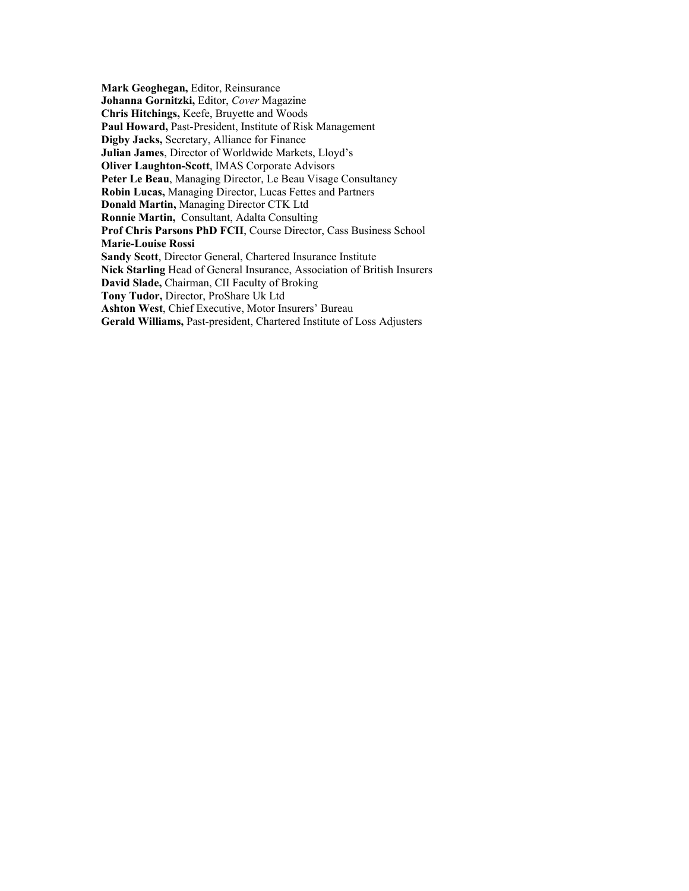**Mark Geoghegan,** Editor, Reinsurance
**Johanna Gornitzki,** Editor, *Cover* Magazine
**Chris Hitchings,** Keefe, Bruyette and Woods
**Paul Howard,** Past-President, Institute of Risk Management
**Digby Jacks,** Secretary, Alliance for Finance
**Julian James**, Director of Worldwide Markets, Lloyd's
**Oliver Laughton-Scott**, IMAS Corporate Advisors
**Peter Le Beau**, Managing Director, Le Beau Visage Consultancy
**Robin Lucas,** Managing Director, Lucas Fettes and Partners
**Donald Martin,** Managing Director CTK Ltd
**Ronnie Martin,** Consultant, Adalta Consulting
**Prof Chris Parsons PhD FCII**, Course Director, Cass Business School
**Marie-Louise Rossi**
**Sandy Scott**, Director General, Chartered Insurance Institute
**Nick Starling** Head of General Insurance, Association of British Insurers
**David Slade,** Chairman, CII Faculty of Broking
**Tony Tudor,** Director, ProShare Uk Ltd
**Ashton West**, Chief Executive, Motor Insurers' Bureau
**Gerald Williams,** Past-president, Chartered Institute of Loss Adjusters